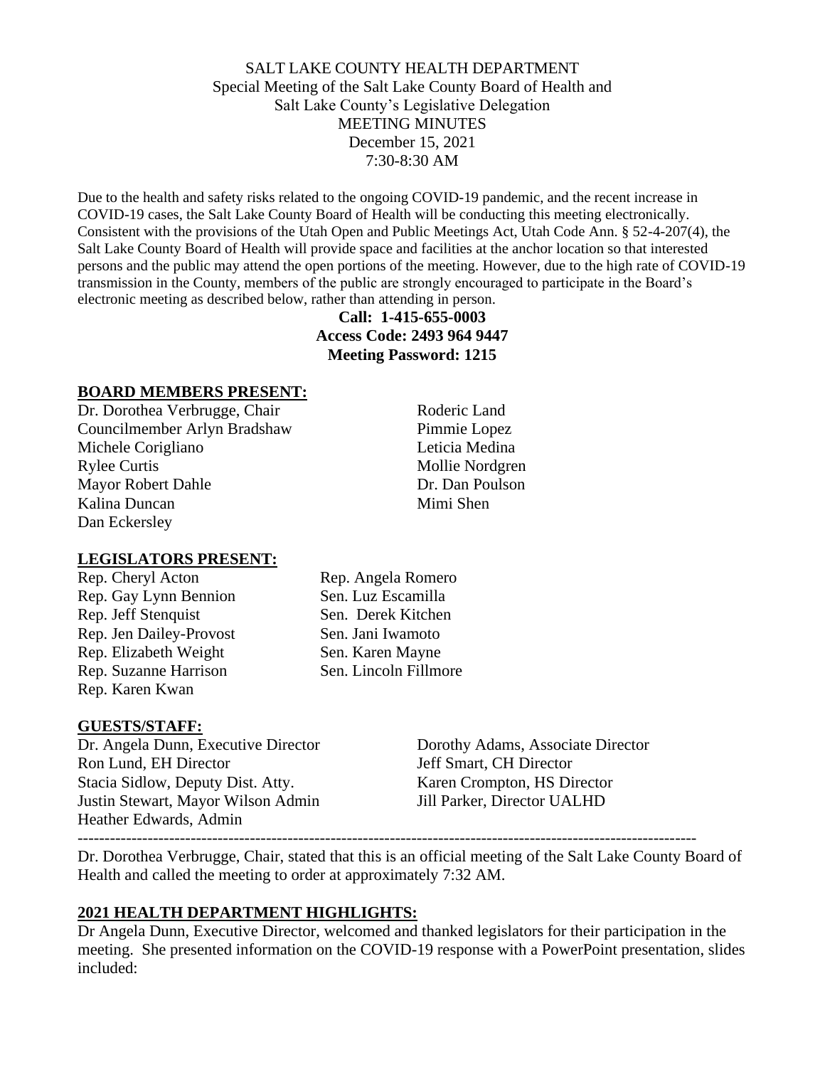SALT LAKE COUNTY HEALTH DEPARTMENT
Special Meeting of the Salt Lake County Board of Health and
Salt Lake County's Legislative Delegation
MEETING MINUTES
December 15, 2021
7:30-8:30 AM

Due to the health and safety risks related to the ongoing COVID-19 pandemic, and the recent increase in COVID-19 cases, the Salt Lake County Board of Health will be conducting this meeting electronically. Consistent with the provisions of the Utah Open and Public Meetings Act, Utah Code Ann. § 52-4-207(4), the Salt Lake County Board of Health will provide space and facilities at the anchor location so that interested persons and the public may attend the open portions of the meeting. However, due to the high rate of COVID-19 transmission in the County, members of the public are strongly encouraged to participate in the Board's electronic meeting as described below, rather than attending in person.

**Call: 1-415-655-0003**
**Access Code: 2493 964 9447**
**Meeting Password: 1215**

## BOARD MEMBERS PRESENT:

Dr. Dorothea Verbrugge, Chair
Councilmember Arlyn Bradshaw
Michele Corigliano
Rylee Curtis
Mayor Robert Dahle
Kalina Duncan
Dan Eckersley
Roderic Land
Pimmie Lopez
Leticia Medina
Mollie Nordgren
Dr. Dan Poulson
Mimi Shen

## LEGISLATORS PRESENT:

Rep. Cheryl Acton
Rep. Gay Lynn Bennion
Rep. Jeff Stenquist
Rep. Jen Dailey-Provost
Rep. Elizabeth Weight
Rep. Suzanne Harrison
Rep. Karen Kwan
Rep. Angela Romero
Sen. Luz Escamilla
Sen. Derek Kitchen
Sen. Jani Iwamoto
Sen. Karen Mayne
Sen. Lincoln Fillmore

## GUESTS/STAFF:

Dr. Angela Dunn, Executive Director
Ron Lund, EH Director
Stacia Sidlow, Deputy Dist. Atty.
Justin Stewart, Mayor Wilson Admin
Heather Edwards, Admin
Dorothy Adams, Associate Director
Jeff Smart, CH Director
Karen Crompton, HS Director
Jill Parker, Director UALHD

---

Dr. Dorothea Verbrugge, Chair, stated that this is an official meeting of the Salt Lake County Board of Health and called the meeting to order at approximately 7:32 AM.

## 2021 HEALTH DEPARTMENT HIGHLIGHTS:

Dr Angela Dunn, Executive Director, welcomed and thanked legislators for their participation in the meeting. She presented information on the COVID-19 response with a PowerPoint presentation, slides included: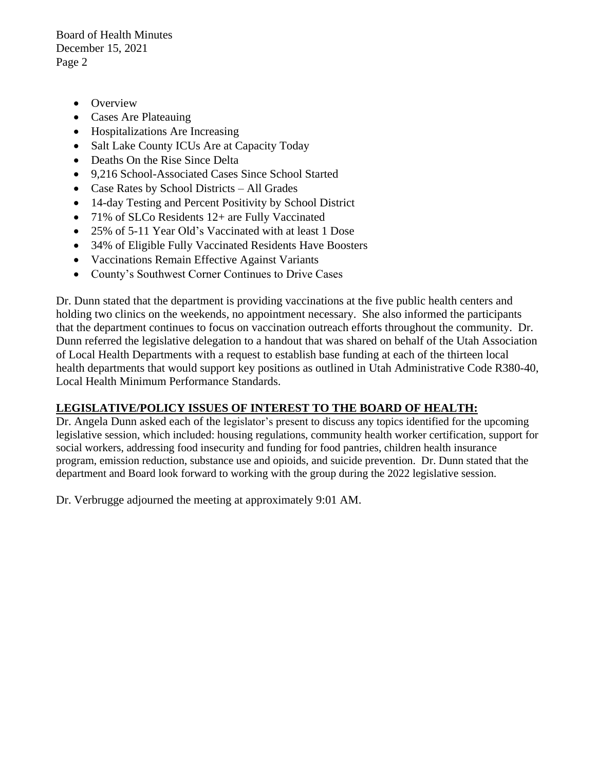- Overview
- Cases Are Plateauing
- Hospitalizations Are Increasing
- Salt Lake County ICUs Are at Capacity Today
- Deaths On the Rise Since Delta
- 9,216 School-Associated Cases Since School Started
- Case Rates by School Districts – All Grades
- 14-day Testing and Percent Positivity by School District
- 71% of SLCo Residents 12+ are Fully Vaccinated
- 25% of 5-11 Year Old's Vaccinated with at least 1 Dose
- 34% of Eligible Fully Vaccinated Residents Have Boosters
- Vaccinations Remain Effective Against Variants
- County's Southwest Corner Continues to Drive Cases

Dr. Dunn stated that the department is providing vaccinations at the five public health centers and holding two clinics on the weekends, no appointment necessary. She also informed the participants that the department continues to focus on vaccination outreach efforts throughout the community. Dr. Dunn referred the legislative delegation to a handout that was shared on behalf of the Utah Association of Local Health Departments with a request to establish base funding at each of the thirteen local health departments that would support key positions as outlined in Utah Administrative Code R380-40, Local Health Minimum Performance Standards.

**LEGISLATIVE/POLICY ISSUES OF INTEREST TO THE BOARD OF HEALTH:**

Dr. Angela Dunn asked each of the legislator's present to discuss any topics identified for the upcoming legislative session, which included: housing regulations, community health worker certification, support for social workers, addressing food insecurity and funding for food pantries, children health insurance program, emission reduction, substance use and opioids, and suicide prevention. Dr. Dunn stated that the department and Board look forward to working with the group during the 2022 legislative session.

Dr. Verbrugge adjourned the meeting at approximately 9:01 AM.